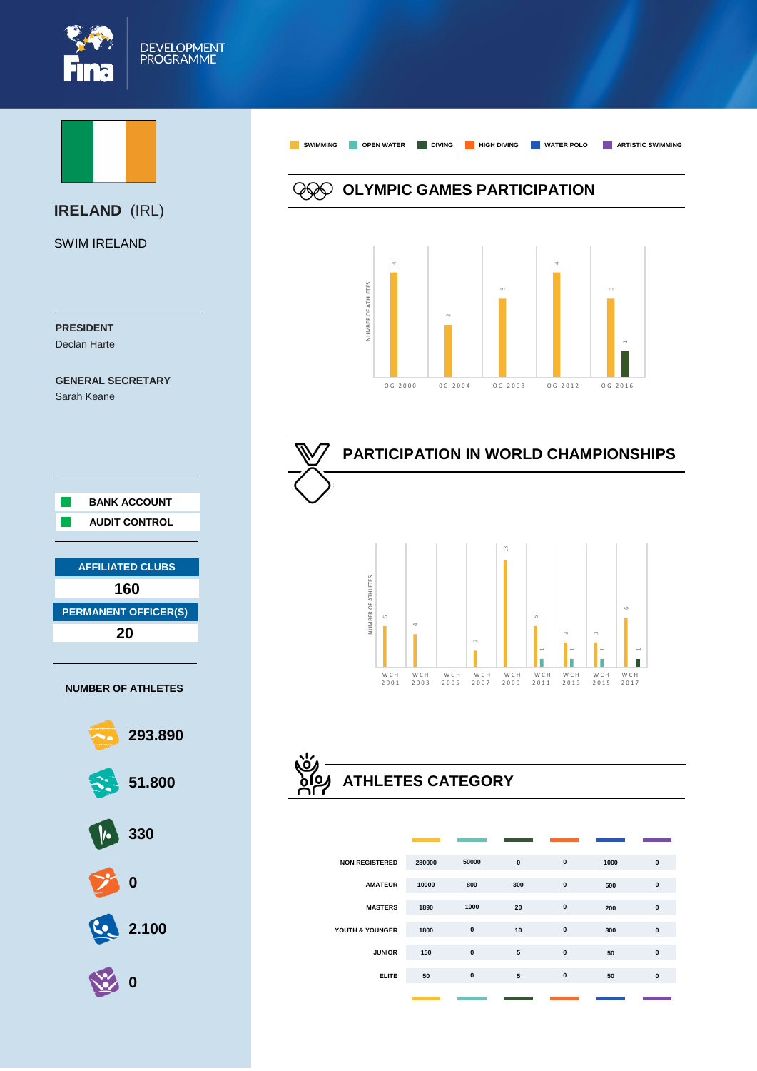DEVELOPMENT PROGRAMME

# IRELAND (IRL)

SWIM IRELAND

**PRESIDENT**
Declan Harte

**GENERAL SECRETARY**
Sarah Keane

- BANK ACCOUNT
- AUDIT CONTROL

| AFFILIATED CLUBS |
|---|
| 160 |

| PERMANENT OFFICER(S) |
|---|
| 20 |

**NUMBER OF ATHLETES**

- Swimming: 293.890
- Open Water: 51.800
- Diving: 330
- High Diving: 0
- Water Polo: 2.100
- Artistic Swimming: 0

SWIMMING | OPEN WATER | DIVING | HIGH DIVING | WATER POLO | ARTISTIC SWIMMING

## OLYMPIC GAMES PARTICIPATION

NUMBER OF ATHLETES

| | Swimming | Diving |
|---|---|---|
| OG 2000 | 4 | |
| OG 2004 | 2 | |
| OG 2008 | 3 | |
| OG 2012 | 4 | |
| OG 2016 | 3 | 1 |

## PARTICIPATION IN WORLD CHAMPIONSHIPS

NUMBER OF ATHLETES

| | Swimming | Open Water | Diving |
|---|---|---|---|
| WCH 2001 | 5 | | |
| WCH 2003 | 4 | | |
| WCH 2005 | | | |
| WCH 2007 | 2 | | |
| WCH 2009 | 13 | | |
| WCH 2011 | 5 | 1 | |
| WCH 2013 | 3 | 1 | |
| WCH 2015 | 3 | 1 | |
| WCH 2017 | 6 | | 1 |

## ATHLETES CATEGORY

| | Swimming | Open Water | Diving | High Diving | Water Polo | Artistic Swimming |
|---|---|---|---|---|---|---|
| NON REGISTERED | 280000 | 50000 | 0 | 0 | 1000 | 0 |
| AMATEUR | 10000 | 800 | 300 | 0 | 500 | 0 |
| MASTERS | 1890 | 1000 | 20 | 0 | 200 | 0 |
| YOUTH & YOUNGER | 1800 | 0 | 10 | 0 | 300 | 0 |
| JUNIOR | 150 | 0 | 5 | 0 | 50 | 0 |
| ELITE | 50 | 0 | 5 | 0 | 50 | 0 |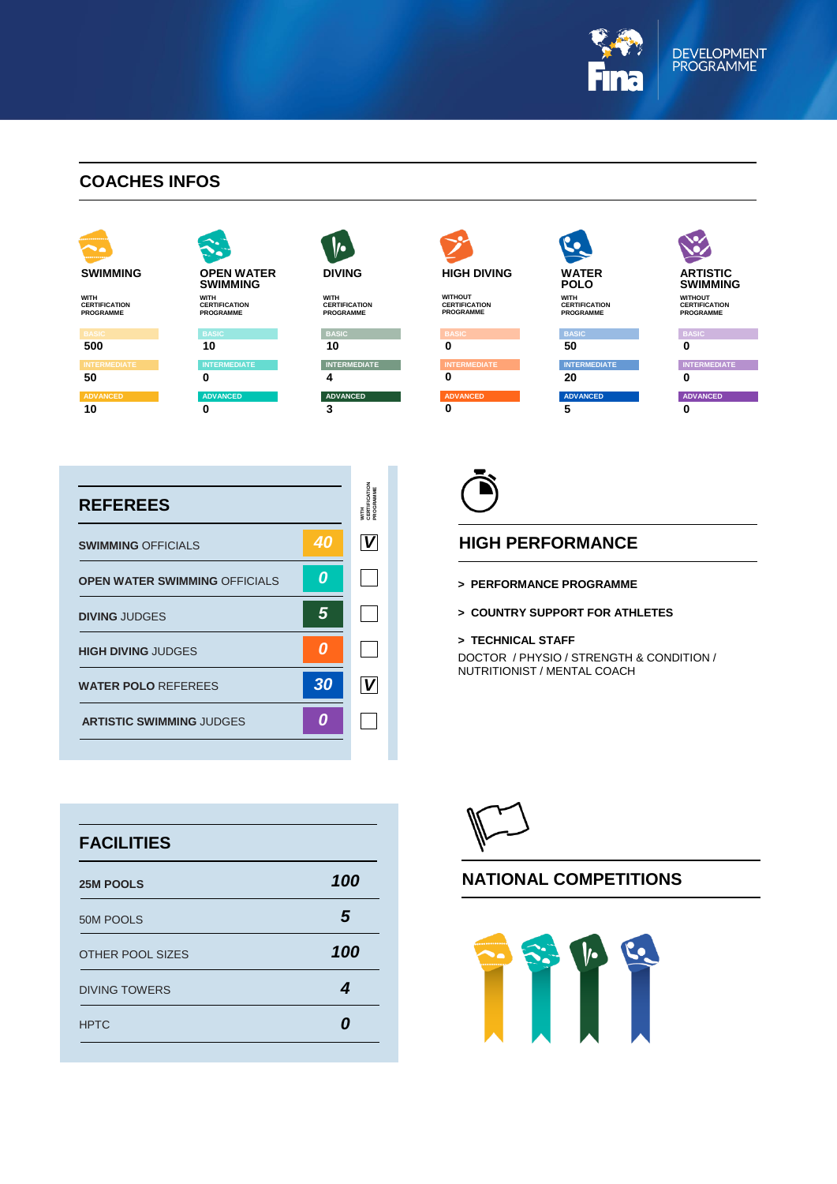DEVELOPMENT PROGRAMME

## COACHES INFOS

| | SWIMMING | OPEN WATER SWIMMING | DIVING | HIGH DIVING | WATER POLO | ARTISTIC SWIMMING |
|---|---|---|---|---|---|---|
| | WITH CERTIFICATION PROGRAMME | WITH CERTIFICATION PROGRAMME | WITH CERTIFICATION PROGRAMME | WITHOUT CERTIFICATION PROGRAMME | WITH CERTIFICATION PROGRAMME | WITHOUT CERTIFICATION PROGRAMME |
| BASIC | 500 | 10 | 10 | 0 | 50 | 0 |
| INTERMEDIATE | 50 | 0 | 4 | 0 | 20 | 0 |
| ADVANCED | 10 | 0 | 3 | 0 | 5 | 0 |

## REFEREES

| | | WITH CERTIFICATION PROGRAMME |
|---|---|---|
| **SWIMMING** OFFICIALS | 40 | V |
| **OPEN WATER SWIMMING** OFFICIALS | 0 | |
| **DIVING** JUDGES | 5 | |
| **HIGH DIVING** JUDGES | 0 | |
| **WATER POLO** REFEREES | 30 | V |
| **ARTISTIC SWIMMING** JUDGES | 0 | |

## HIGH PERFORMANCE

- **> PERFORMANCE PROGRAMME**
- **> COUNTRY SUPPORT FOR ATHLETES**
- **> TECHNICAL STAFF**

DOCTOR / PHYSIO / STRENGTH & CONDITION / NUTRITIONIST / MENTAL COACH

## FACILITIES

| | |
|---|---|
| **25M POOLS** | 100 |
| 50M POOLS | 5 |
| OTHER POOL SIZES | 100 |
| DIVING TOWERS | 4 |
| HPTC | 0 |

## NATIONAL COMPETITIONS